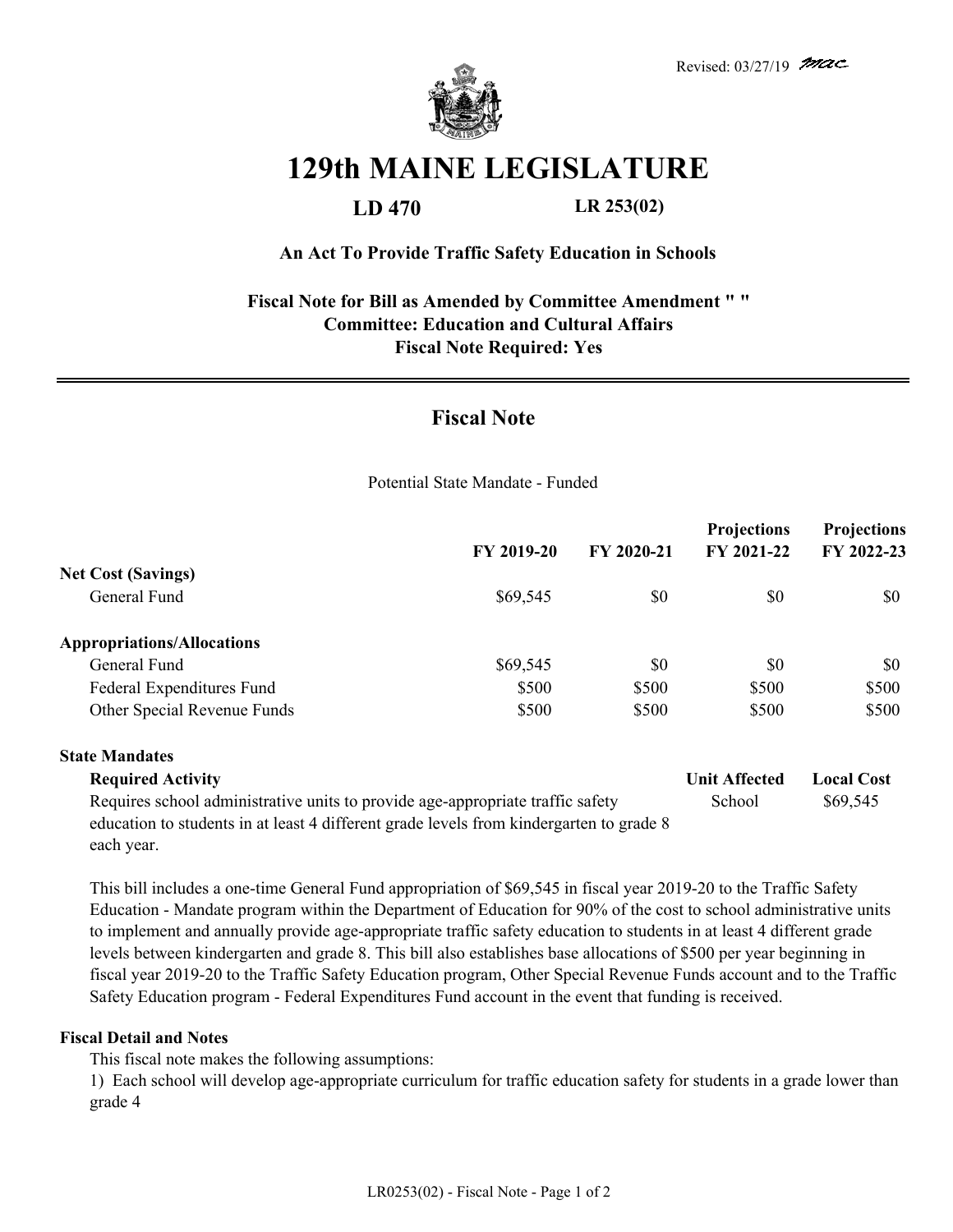Revised: 03/27/19

# 129th MAINE LEGISLATURE

**LD 470** **LR 253(02)**

**An Act To Provide Traffic Safety Education in Schools**

**Fiscal Note for Bill as Amended by Committee Amendment " "**
**Committee: Education and Cultural Affairs**
**Fiscal Note Required: Yes**

## Fiscal Note

Potential State Mandate - Funded

| | FY 2019-20 | FY 2020-21 | Projections FY 2021-22 | Projections FY 2022-23 |
|---|---|---|---|---|
| **Net Cost (Savings)** | | | | |
| General Fund | $69,545 | $0 | $0 | $0 |
| **Appropriations/Allocations** | | | | |
| General Fund | $69,545 | $0 | $0 | $0 |
| Federal Expenditures Fund | $500 | $500 | $500 | $500 |
| Other Special Revenue Funds | $500 | $500 | $500 | $500 |

**State Mandates**

| Required Activity | Unit Affected | Local Cost |
|---|---|---|
| Requires school administrative units to provide age-appropriate traffic safety education to students in at least 4 different grade levels from kindergarten to grade 8 each year. | School | $69,545 |

This bill includes a one-time General Fund appropriation of $69,545 in fiscal year 2019-20 to the Traffic Safety Education - Mandate program within the Department of Education for 90% of the cost to school administrative units to implement and annually provide age-appropriate traffic safety education to students in at least 4 different grade levels between kindergarten and grade 8. This bill also establishes base allocations of $500 per year beginning in fiscal year 2019-20 to the Traffic Safety Education program, Other Special Revenue Funds account and to the Traffic Safety Education program - Federal Expenditures Fund account in the event that funding is received.

**Fiscal Detail and Notes**

This fiscal note makes the following assumptions:

1) Each school will develop age-appropriate curriculum for traffic education safety for students in a grade lower than grade 4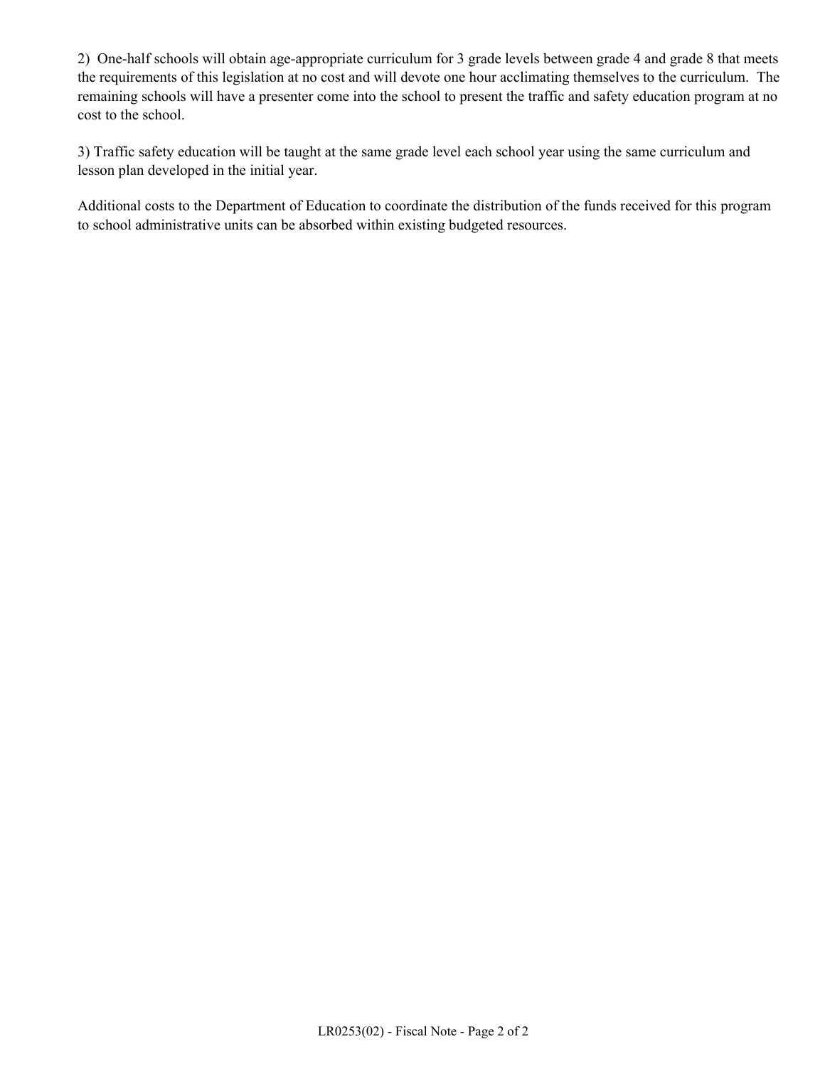2) One-half schools will obtain age-appropriate curriculum for 3 grade levels between grade 4 and grade 8 that meets the requirements of this legislation at no cost and will devote one hour acclimating themselves to the curriculum. The remaining schools will have a presenter come into the school to present the traffic and safety education program at no cost to the school.

3) Traffic safety education will be taught at the same grade level each school year using the same curriculum and lesson plan developed in the initial year.

Additional costs to the Department of Education to coordinate the distribution of the funds received for this program to school administrative units can be absorbed within existing budgeted resources.